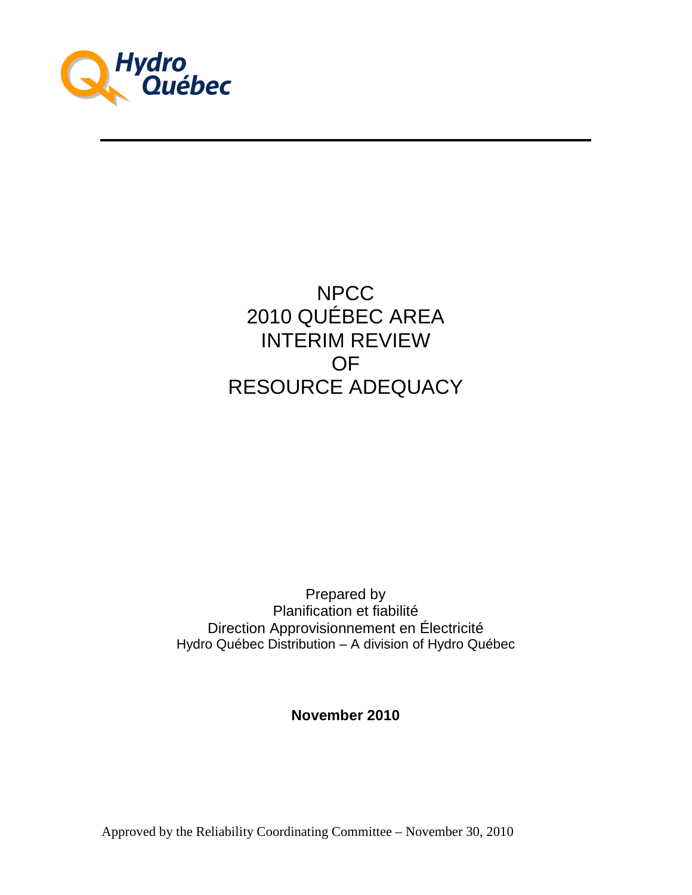Hydro Québec

# NPCC
# 2010 QUÉBEC AREA
# INTERIM REVIEW
# OF
# RESOURCE ADEQUACY

Prepared by
Planification et fiabilité
Direction Approvisionnement en Électricité
Hydro Québec Distribution – A division of Hydro Québec

**November 2010**

Approved by the Reliability Coordinating Committee – November 30, 2010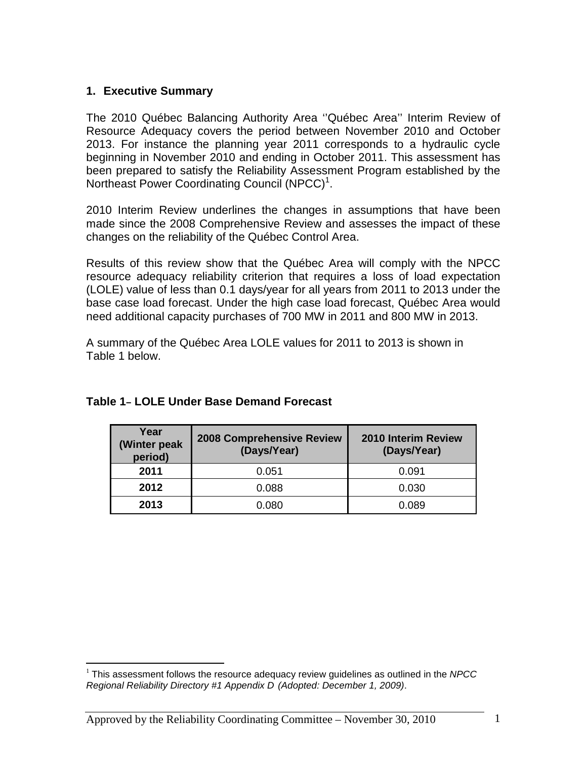## 1. Executive Summary

The 2010 Québec Balancing Authority Area ''Québec Area'' Interim Review of Resource Adequacy covers the period between November 2010 and October 2013. For instance the planning year 2011 corresponds to a hydraulic cycle beginning in November 2010 and ending in October 2011. This assessment has been prepared to satisfy the Reliability Assessment Program established by the Northeast Power Coordinating Council (NPCC)[1].

2010 Interim Review underlines the changes in assumptions that have been made since the 2008 Comprehensive Review and assesses the impact of these changes on the reliability of the Québec Control Area.

Results of this review show that the Québec Area will comply with the NPCC resource adequacy reliability criterion that requires a loss of load expectation (LOLE) value of less than 0.1 days/year for all years from 2011 to 2013 under the base case load forecast. Under the high case load forecast, Québec Area would need additional capacity purchases of 700 MW in 2011 and 800 MW in 2013.

A summary of the Québec Area LOLE values for 2011 to 2013 is shown in Table 1 below.

**Table 1– LOLE Under Base Demand Forecast**

| Year (Winter peak period) | 2008 Comprehensive Review (Days/Year) | 2010 Interim Review (Days/Year) |
|---|---|---|
| **2011** | 0.051 | 0.091 |
| **2012** | 0.088 | 0.030 |
| **2013** | 0.080 | 0.089 |

[1] This assessment follows the resource adequacy review guidelines as outlined in the *NPCC Regional Reliability Directory #1 Appendix D (Adopted: December 1, 2009)*.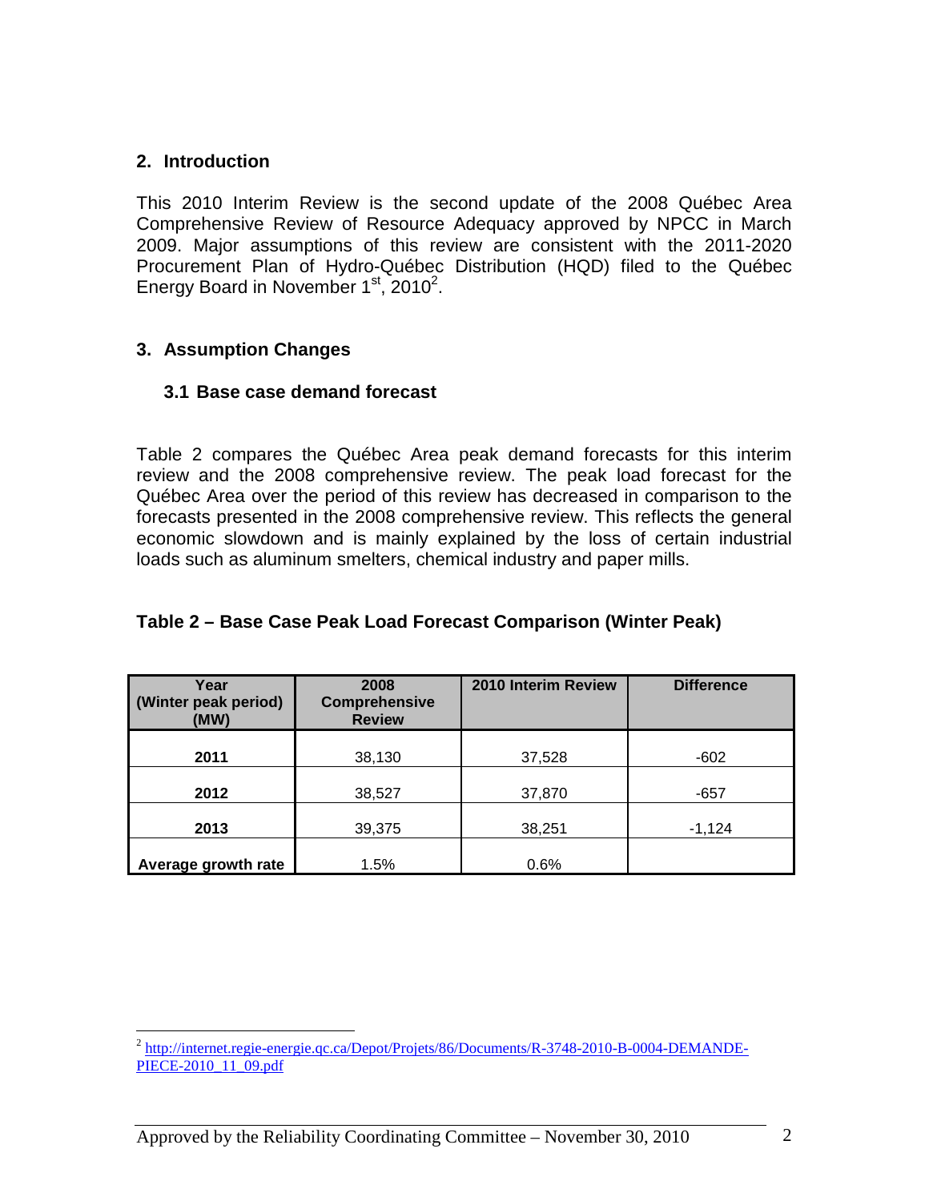## 2. Introduction

This 2010 Interim Review is the second update of the 2008 Québec Area Comprehensive Review of Resource Adequacy approved by NPCC in March 2009. Major assumptions of this review are consistent with the 2011-2020 Procurement Plan of Hydro-Québec Distribution (HQD) filed to the Québec Energy Board in November 1st, 2010[2].

## 3. Assumption Changes

### 3.1 Base case demand forecast

Table 2 compares the Québec Area peak demand forecasts for this interim review and the 2008 comprehensive review. The peak load forecast for the Québec Area over the period of this review has decreased in comparison to the forecasts presented in the 2008 comprehensive review. This reflects the general economic slowdown and is mainly explained by the loss of certain industrial loads such as aluminum smelters, chemical industry and paper mills.

**Table 2 – Base Case Peak Load Forecast Comparison (Winter Peak)**

| Year (Winter peak period) (MW) | 2008 Comprehensive Review | 2010 Interim Review | Difference |
|---|---|---|---|
| **2011** | 38,130 | 37,528 | -602 |
| **2012** | 38,527 | 37,870 | -657 |
| **2013** | 39,375 | 38,251 | -1,124 |
| **Average growth rate** | 1.5% | 0.6% | |

[2] http://internet.regie-energie.qc.ca/Depot/Projets/86/Documents/R-3748-2010-B-0004-DEMANDE-PIECE-2010_11_09.pdf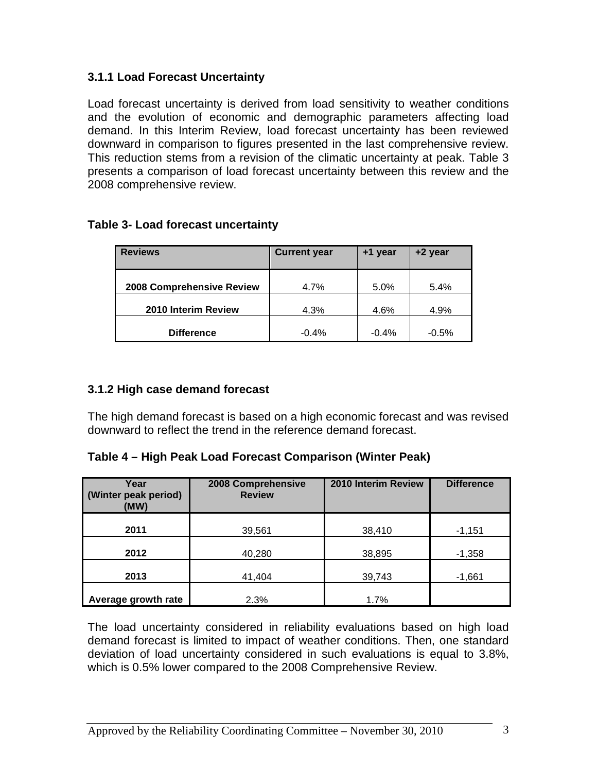### 3.1.1 Load Forecast Uncertainty

Load forecast uncertainty is derived from load sensitivity to weather conditions and the evolution of economic and demographic parameters affecting load demand. In this Interim Review, load forecast uncertainty has been reviewed downward in comparison to figures presented in the last comprehensive review. This reduction stems from a revision of the climatic uncertainty at peak. Table 3 presents a comparison of load forecast uncertainty between this review and the 2008 comprehensive review.

**Table 3- Load forecast uncertainty**

| Reviews | Current year | +1 year | +2 year |
|---|---|---|---|
| **2008 Comprehensive Review** | 4.7% | 5.0% | 5.4% |
| **2010 Interim Review** | 4.3% | 4.6% | 4.9% |
| **Difference** | -0.4% | -0.4% | -0.5% |

### 3.1.2 High case demand forecast

The high demand forecast is based on a high economic forecast and was revised downward to reflect the trend in the reference demand forecast.

**Table 4 – High Peak Load Forecast Comparison (Winter Peak)**

| Year (Winter peak period) (MW) | 2008 Comprehensive Review | 2010 Interim Review | Difference |
|---|---|---|---|
| **2011** | 39,561 | 38,410 | -1,151 |
| **2012** | 40,280 | 38,895 | -1,358 |
| **2013** | 41,404 | 39,743 | -1,661 |
| **Average growth rate** | 2.3% | 1.7% | |

The load uncertainty considered in reliability evaluations based on high load demand forecast is limited to impact of weather conditions. Then, one standard deviation of load uncertainty considered in such evaluations is equal to 3.8%, which is 0.5% lower compared to the 2008 Comprehensive Review.

Approved by the Reliability Coordinating Committee – November 30, 2010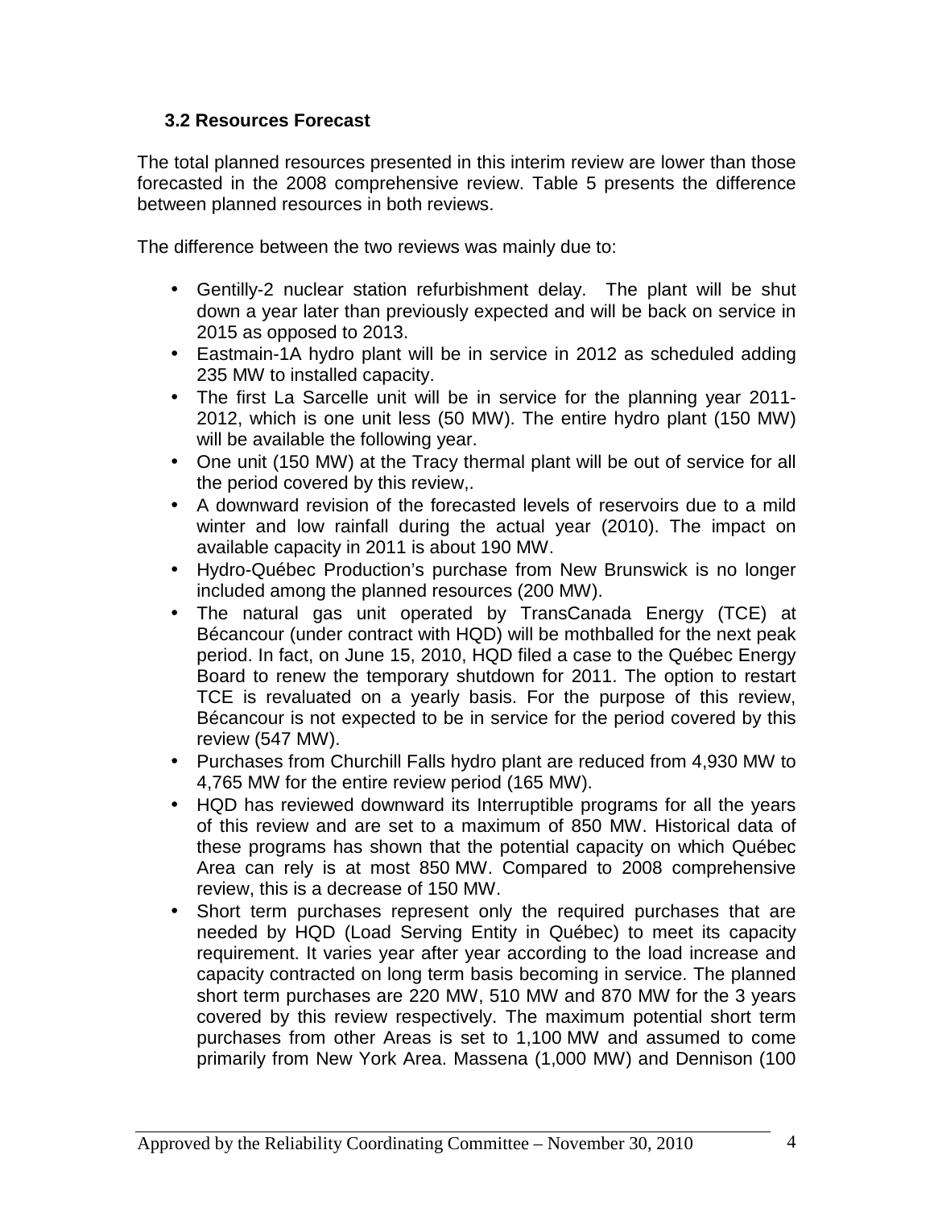### 3.2 Resources Forecast

The total planned resources presented in this interim review are lower than those forecasted in the 2008 comprehensive review. Table 5 presents the difference between planned resources in both reviews.

The difference between the two reviews was mainly due to:

- Gentilly-2 nuclear station refurbishment delay. The plant will be shut down a year later than previously expected and will be back on service in 2015 as opposed to 2013.
- Eastmain-1A hydro plant will be in service in 2012 as scheduled adding 235 MW to installed capacity.
- The first La Sarcelle unit will be in service for the planning year 2011-2012, which is one unit less (50 MW). The entire hydro plant (150 MW) will be available the following year.
- One unit (150 MW) at the Tracy thermal plant will be out of service for all the period covered by this review,.
- A downward revision of the forecasted levels of reservoirs due to a mild winter and low rainfall during the actual year (2010). The impact on available capacity in 2011 is about 190 MW.
- Hydro-Québec Production's purchase from New Brunswick is no longer included among the planned resources (200 MW).
- The natural gas unit operated by TransCanada Energy (TCE) at Bécancour (under contract with HQD) will be mothballed for the next peak period. In fact, on June 15, 2010, HQD filed a case to the Québec Energy Board to renew the temporary shutdown for 2011. The option to restart TCE is revaluated on a yearly basis. For the purpose of this review, Bécancour is not expected to be in service for the period covered by this review (547 MW).
- Purchases from Churchill Falls hydro plant are reduced from 4,930 MW to 4,765 MW for the entire review period (165 MW).
- HQD has reviewed downward its Interruptible programs for all the years of this review and are set to a maximum of 850 MW. Historical data of these programs has shown that the potential capacity on which Québec Area can rely is at most 850 MW. Compared to 2008 comprehensive review, this is a decrease of 150 MW.
- Short term purchases represent only the required purchases that are needed by HQD (Load Serving Entity in Québec) to meet its capacity requirement. It varies year after year according to the load increase and capacity contracted on long term basis becoming in service. The planned short term purchases are 220 MW, 510 MW and 870 MW for the 3 years covered by this review respectively. The maximum potential short term purchases from other Areas is set to 1,100 MW and assumed to come primarily from New York Area. Massena (1,000 MW) and Dennison (100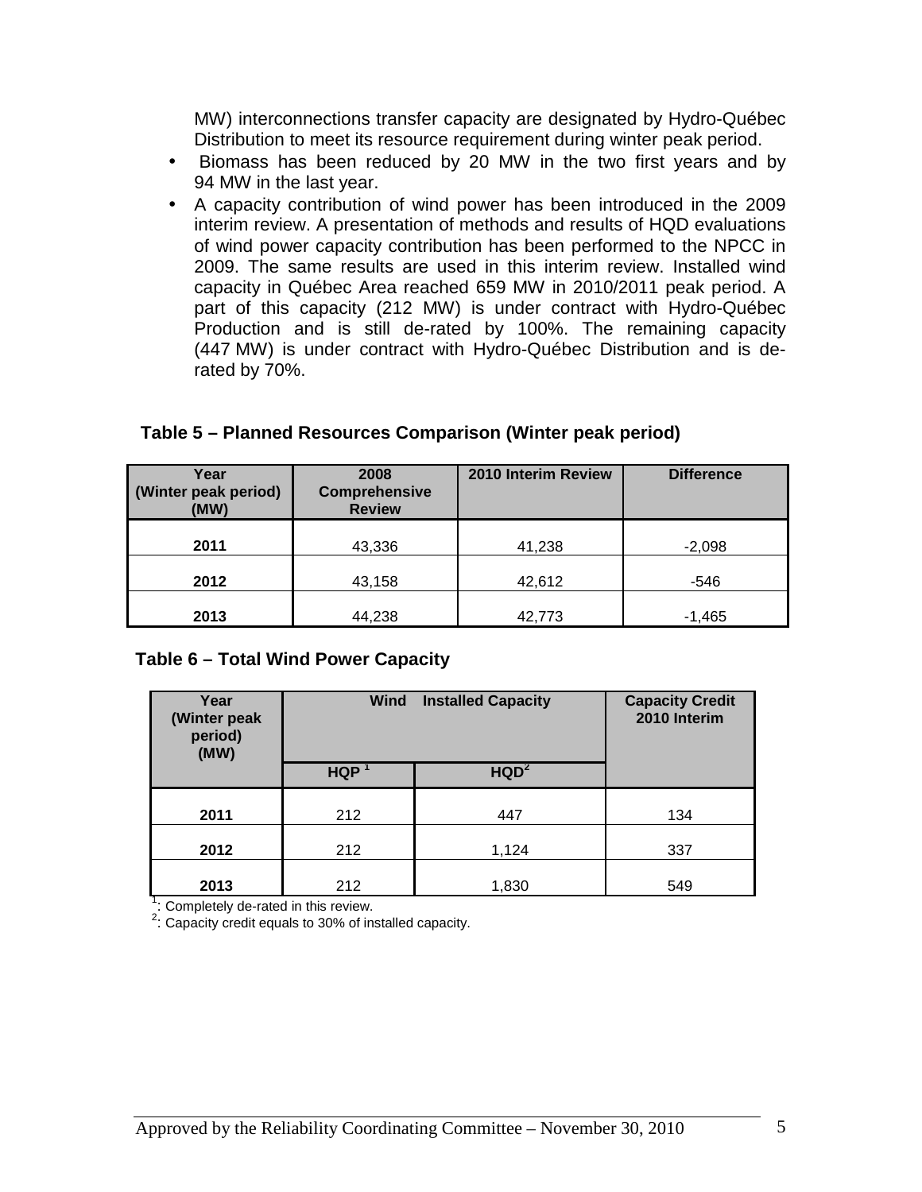MW) interconnections transfer capacity are designated by Hydro-Québec Distribution to meet its resource requirement during winter peak period.

- Biomass has been reduced by 20 MW in the two first years and by 94 MW in the last year.
- A capacity contribution of wind power has been introduced in the 2009 interim review. A presentation of methods and results of HQD evaluations of wind power capacity contribution has been performed to the NPCC in 2009. The same results are used in this interim review. Installed wind capacity in Québec Area reached 659 MW in 2010/2011 peak period. A part of this capacity (212 MW) is under contract with Hydro-Québec Production and is still de-rated by 100%. The remaining capacity (447 MW) is under contract with Hydro-Québec Distribution and is de-rated by 70%.

**Table 5 – Planned Resources Comparison (Winter peak period)**

| Year (Winter peak period) (MW) | 2008 Comprehensive Review | 2010 Interim Review | Difference |
|---|---|---|---|
| **2011** | 43,336 | 41,238 | -2,098 |
| **2012** | 43,158 | 42,612 | -546 |
| **2013** | 44,238 | 42,773 | -1,465 |

**Table 6 – Total Wind Power Capacity**

| Year (Winter peak period) (MW) | Wind Installed Capacity | | Capacity Credit 2010 Interim |
|---|---|---|---|
| | HQP [1] | HQD[2] | |
| **2011** | 212 | 447 | 134 |
| **2012** | 212 | 1,124 | 337 |
| **2013** | 212 | 1,830 | 549 |

[1]: Completely de-rated in this review.
[2]: Capacity credit equals to 30% of installed capacity.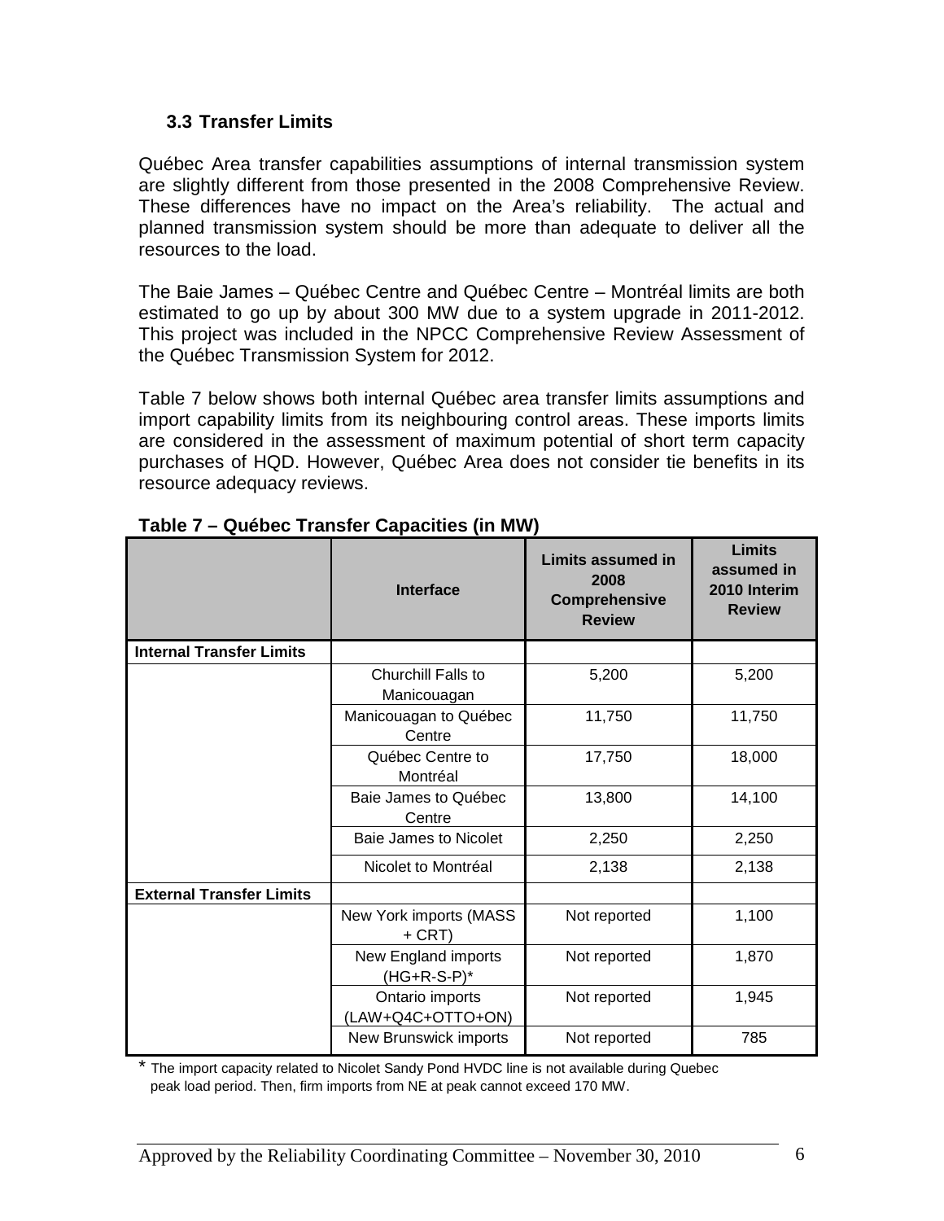### 3.3 Transfer Limits

Québec Area transfer capabilities assumptions of internal transmission system are slightly different from those presented in the 2008 Comprehensive Review. These differences have no impact on the Area's reliability. The actual and planned transmission system should be more than adequate to deliver all the resources to the load.

The Baie James – Québec Centre and Québec Centre – Montréal limits are both estimated to go up by about 300 MW due to a system upgrade in 2011-2012. This project was included in the NPCC Comprehensive Review Assessment of the Québec Transmission System for 2012.

Table 7 below shows both internal Québec area transfer limits assumptions and import capability limits from its neighbouring control areas. These imports limits are considered in the assessment of maximum potential of short term capacity purchases of HQD. However, Québec Area does not consider tie benefits in its resource adequacy reviews.

**Table 7 – Québec Transfer Capacities (in MW)**

| | Interface | Limits assumed in 2008 Comprehensive Review | Limits assumed in 2010 Interim Review |
|---|---|---|---|
| **Internal Transfer Limits** | | | |
| | Churchill Falls to Manicouagan | 5,200 | 5,200 |
| | Manicouagan to Québec Centre | 11,750 | 11,750 |
| | Québec Centre to Montréal | 17,750 | 18,000 |
| | Baie James to Québec Centre | 13,800 | 14,100 |
| | Baie James to Nicolet | 2,250 | 2,250 |
| | Nicolet to Montréal | 2,138 | 2,138 |
| **External Transfer Limits** | | | |
| | New York imports (MASS + CRT) | Not reported | 1,100 |
| | New England imports (HG+R-S-P)* | Not reported | 1,870 |
| | Ontario imports (LAW+Q4C+OTTO+ON) | Not reported | 1,945 |
| | New Brunswick imports | Not reported | 785 |

\* The import capacity related to Nicolet Sandy Pond HVDC line is not available during Quebec peak load period. Then, firm imports from NE at peak cannot exceed 170 MW.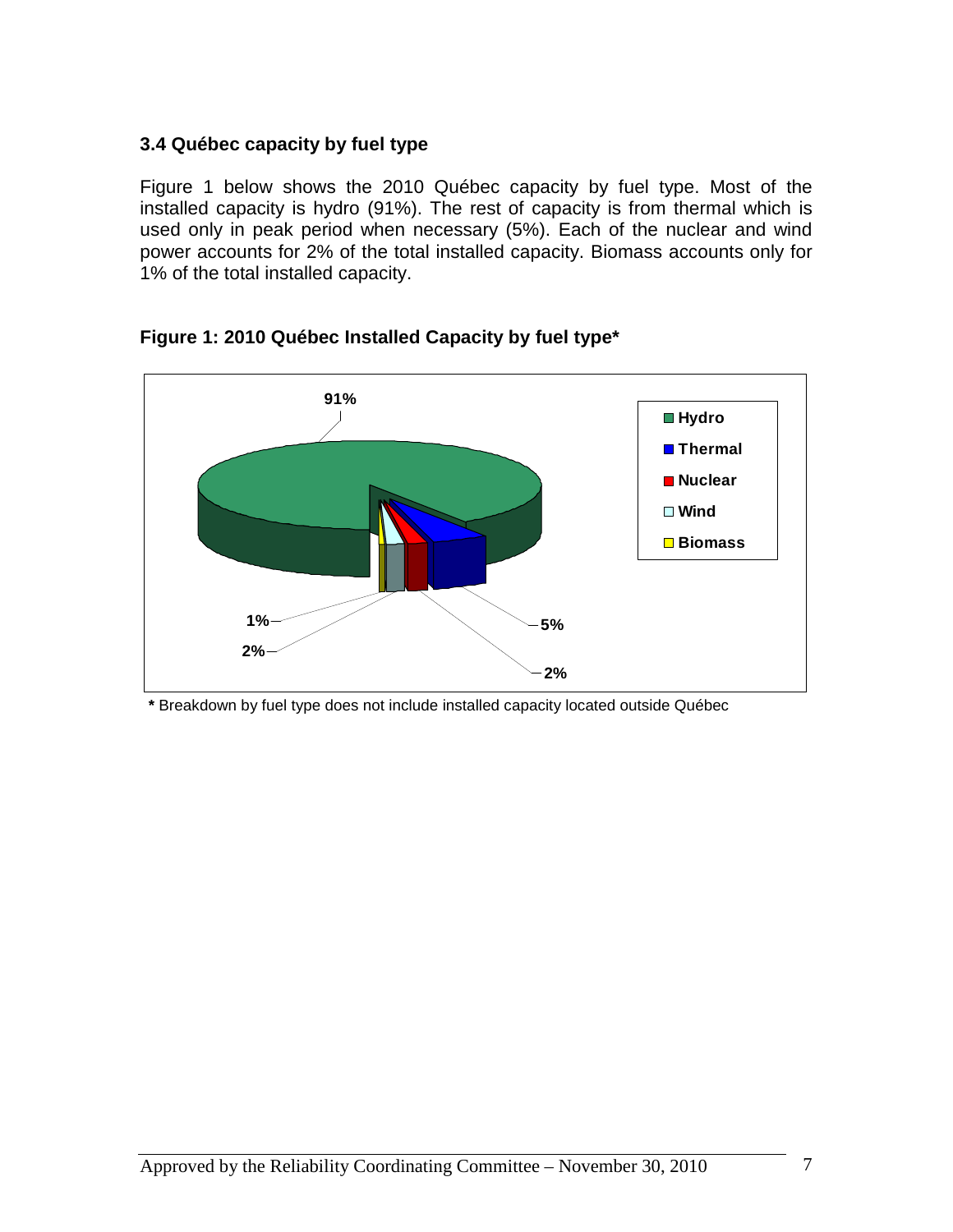### 3.4 Québec capacity by fuel type

Figure 1 below shows the 2010 Québec capacity by fuel type. Most of the installed capacity is hydro (91%). The rest of capacity is from thermal which is used only in peak period when necessary (5%). Each of the nuclear and wind power accounts for 2% of the total installed capacity. Biomass accounts only for 1% of the total installed capacity.

**Figure 1: 2010 Québec Installed Capacity by fuel type***

**\*** Breakdown by fuel type does not include installed capacity located outside Québec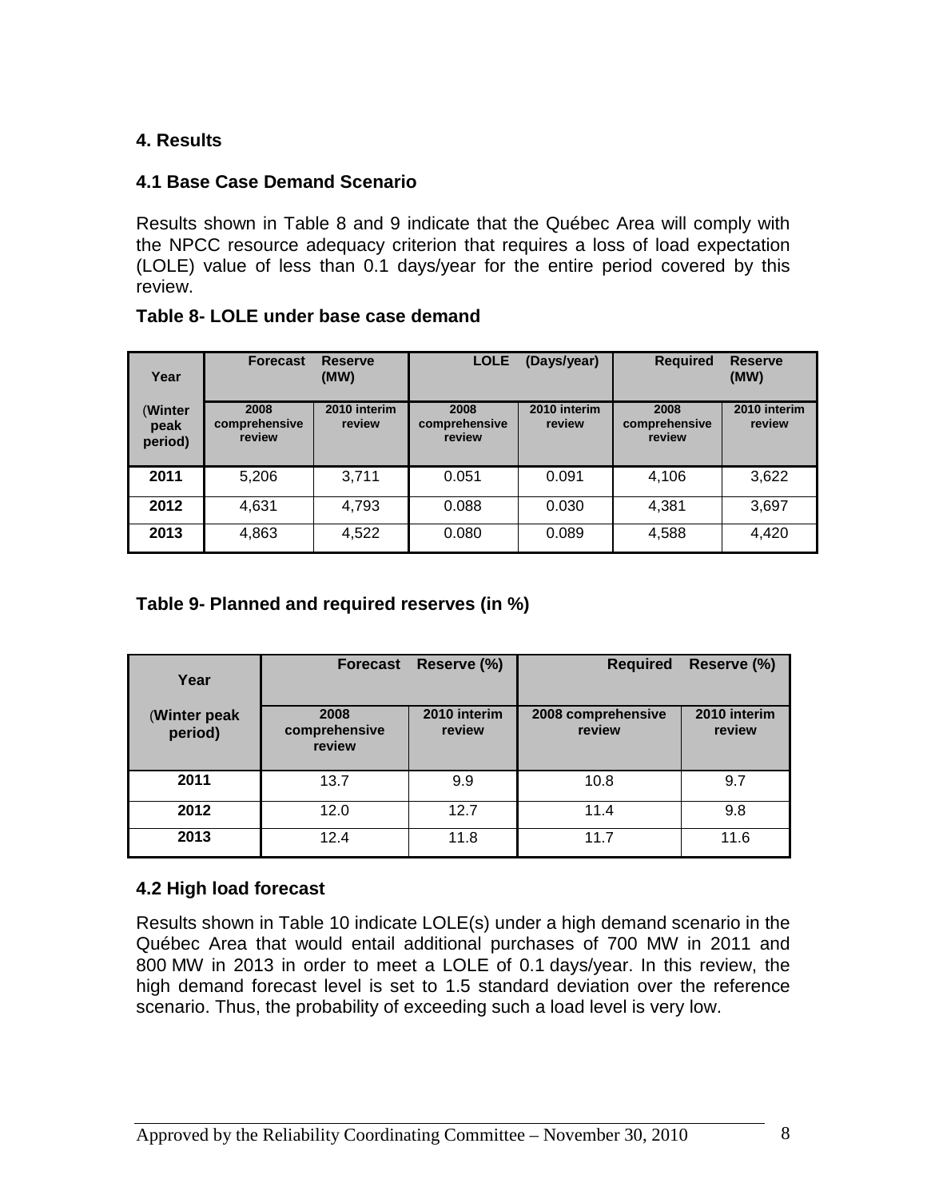## 4. Results

### 4.1 Base Case Demand Scenario

Results shown in Table 8 and 9 indicate that the Québec Area will comply with the NPCC resource adequacy criterion that requires a loss of load expectation (LOLE) value of less than 0.1 days/year for the entire period covered by this review.

**Table 8- LOLE under base case demand**

| Year (Winter peak period) | Forecast Reserve (MW) | | LOLE (Days/year) | | Required Reserve (MW) | |
|---|---|---|---|---|---|---|
| | 2008 comprehensive review | 2010 interim review | 2008 comprehensive review | 2010 interim review | 2008 comprehensive review | 2010 interim review |
| **2011** | 5,206 | 3,711 | 0.051 | 0.091 | 4,106 | 3,622 |
| **2012** | 4,631 | 4,793 | 0.088 | 0.030 | 4,381 | 3,697 |
| **2013** | 4,863 | 4,522 | 0.080 | 0.089 | 4,588 | 4,420 |

**Table 9- Planned and required reserves (in %)**

| Year (Winter peak period) | Forecast Reserve (%) | | Required Reserve (%) | |
|---|---|---|---|---|
| | 2008 comprehensive review | 2010 interim review | 2008 comprehensive review | 2010 interim review |
| **2011** | 13.7 | 9.9 | 10.8 | 9.7 |
| **2012** | 12.0 | 12.7 | 11.4 | 9.8 |
| **2013** | 12.4 | 11.8 | 11.7 | 11.6 |

### 4.2 High load forecast

Results shown in Table 10 indicate LOLE(s) under a high demand scenario in the Québec Area that would entail additional purchases of 700 MW in 2011 and 800 MW in 2013 in order to meet a LOLE of 0.1 days/year. In this review, the high demand forecast level is set to 1.5 standard deviation over the reference scenario. Thus, the probability of exceeding such a load level is very low.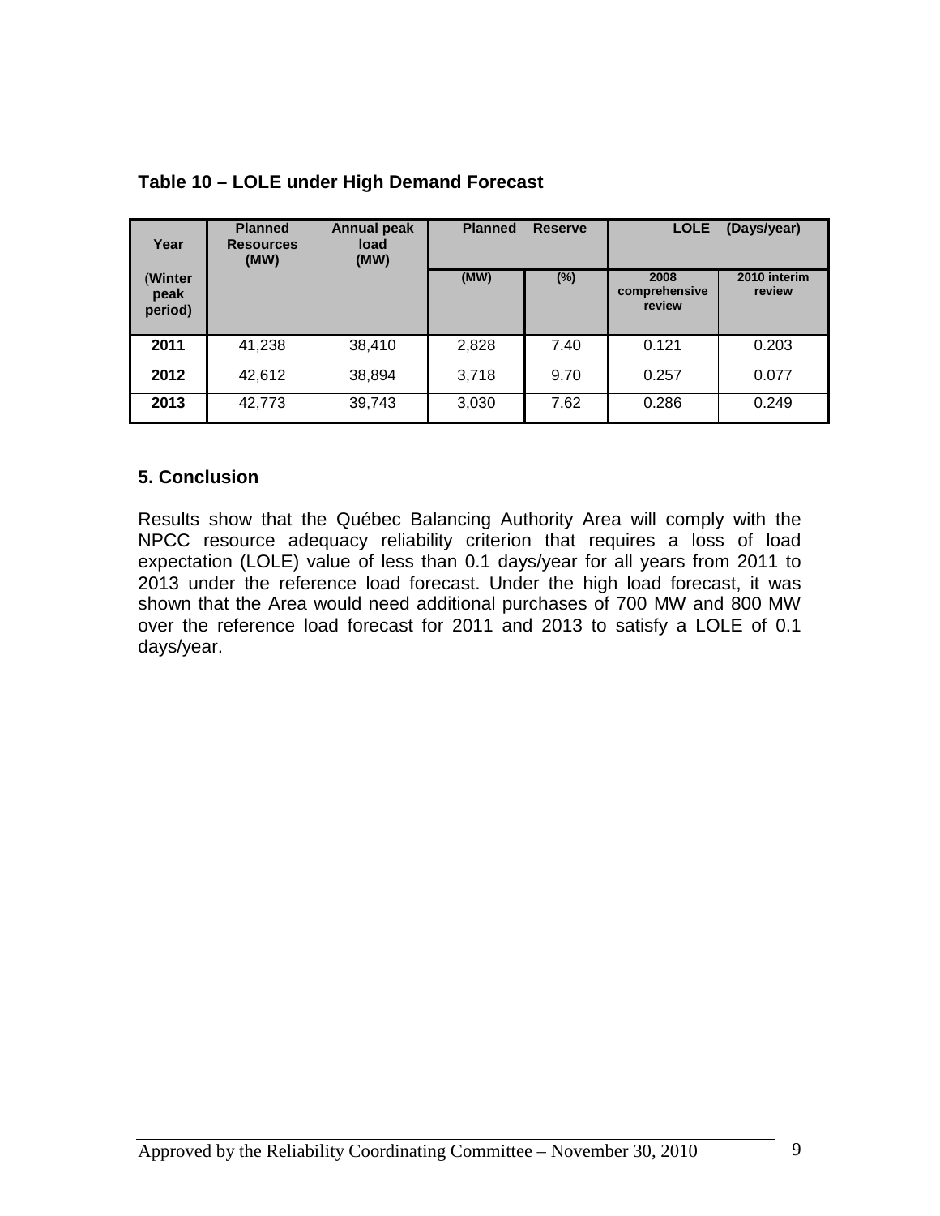**Table 10 – LOLE under High Demand Forecast**

| Year (Winter peak period) | Planned Resources (MW) | Annual peak load (MW) | Planned Reserve | | LOLE (Days/year) | |
|---|---|---|---|---|---|---|
| | | | (MW) | (%) | 2008 comprehensive review | 2010 interim review |
| **2011** | 41,238 | 38,410 | 2,828 | 7.40 | 0.121 | 0.203 |
| **2012** | 42,612 | 38,894 | 3,718 | 9.70 | 0.257 | 0.077 |
| **2013** | 42,773 | 39,743 | 3,030 | 7.62 | 0.286 | 0.249 |

## 5. Conclusion

Results show that the Québec Balancing Authority Area will comply with the NPCC resource adequacy reliability criterion that requires a loss of load expectation (LOLE) value of less than 0.1 days/year for all years from 2011 to 2013 under the reference load forecast. Under the high load forecast, it was shown that the Area would need additional purchases of 700 MW and 800 MW over the reference load forecast for 2011 and 2013 to satisfy a LOLE of 0.1 days/year.